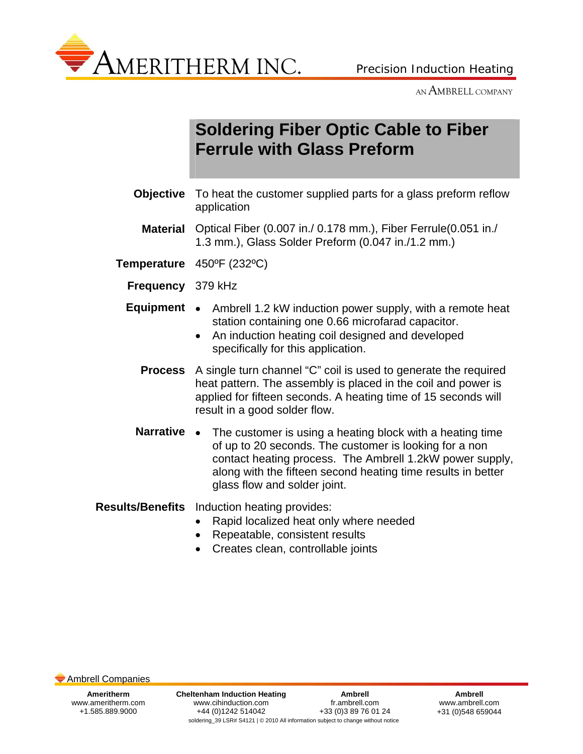AMERITHERM INC.

Precision Induction Heating

AN AMBRELL COMPANY

# Soldering Fiber Optic Cable to Fiber Ferrule with Glass Preform

**Objective** To heat the customer supplied parts for a glass preform reflow application

**Material** Optical Fiber (0.007 in./ 0.178 mm.), Fiber Ferrule(0.051 in./ 1.3 mm.), Glass Solder Preform (0.047 in./1.2 mm.)

**Temperature** 450ºF (232ºC)

**Frequency** 379 kHz

**Equipment**

- Ambrell 1.2 kW induction power supply, with a remote heat station containing one 0.66 microfarad capacitor.
- An induction heating coil designed and developed specifically for this application.

**Process** A single turn channel "C" coil is used to generate the required heat pattern. The assembly is placed in the coil and power is applied for fifteen seconds. A heating time of 15 seconds will result in a good solder flow.

**Narrative**

- The customer is using a heating block with a heating time of up to 20 seconds. The customer is looking for a non contact heating process. The Ambrell 1.2kW power supply, along with the fifteen second heating time results in better glass flow and solder joint.

**Results/Benefits** Induction heating provides:

- Rapid localized heat only where needed
- Repeatable, consistent results
- Creates clean, controllable joints

Ambrell Companies

| Ameritherm | Cheltenham Induction Heating | Ambrell | Ambrell |
|---|---|---|---|
| www.ameritherm.com | www.cihinduction.com | fr.ambrell.com | www.ambrell.com |
| +1.585.889.9000 | +44 (0)1242 514042 | +33 (0)3 89 76 01 24 | +31 (0)548 659044 |

soldering_39 LSR# S4121 | © 2010 All information subject to change without notice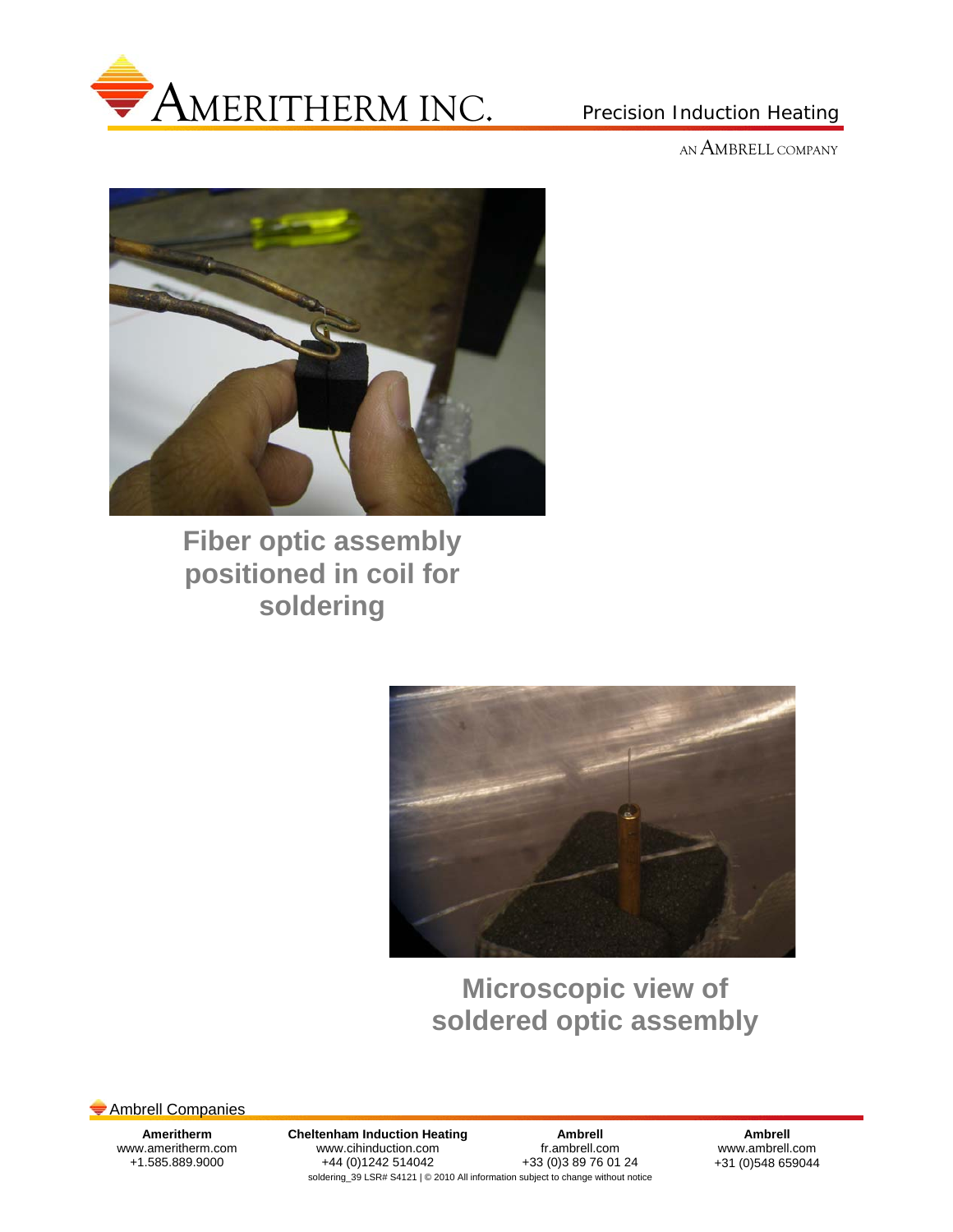Fiber optic assembly positioned in coil for soldering

Microscopic view of soldered optic assembly

Ambrell Companies

| | | | |
|---|---|---|---|
| **Ameritherm** | **Cheltenham Induction Heating** | **Ambrell** | **Ambrell** |
| www.ameritherm.com | www.cihinduction.com | fr.ambrell.com | www.ambrell.com |
| +1.585.889.9000 | +44 (0)1242 514042 | +33 (0)3 89 76 01 24 | +31 (0)548 659044 |

soldering_39 LSR# S4121 | © 2010 All information subject to change without notice